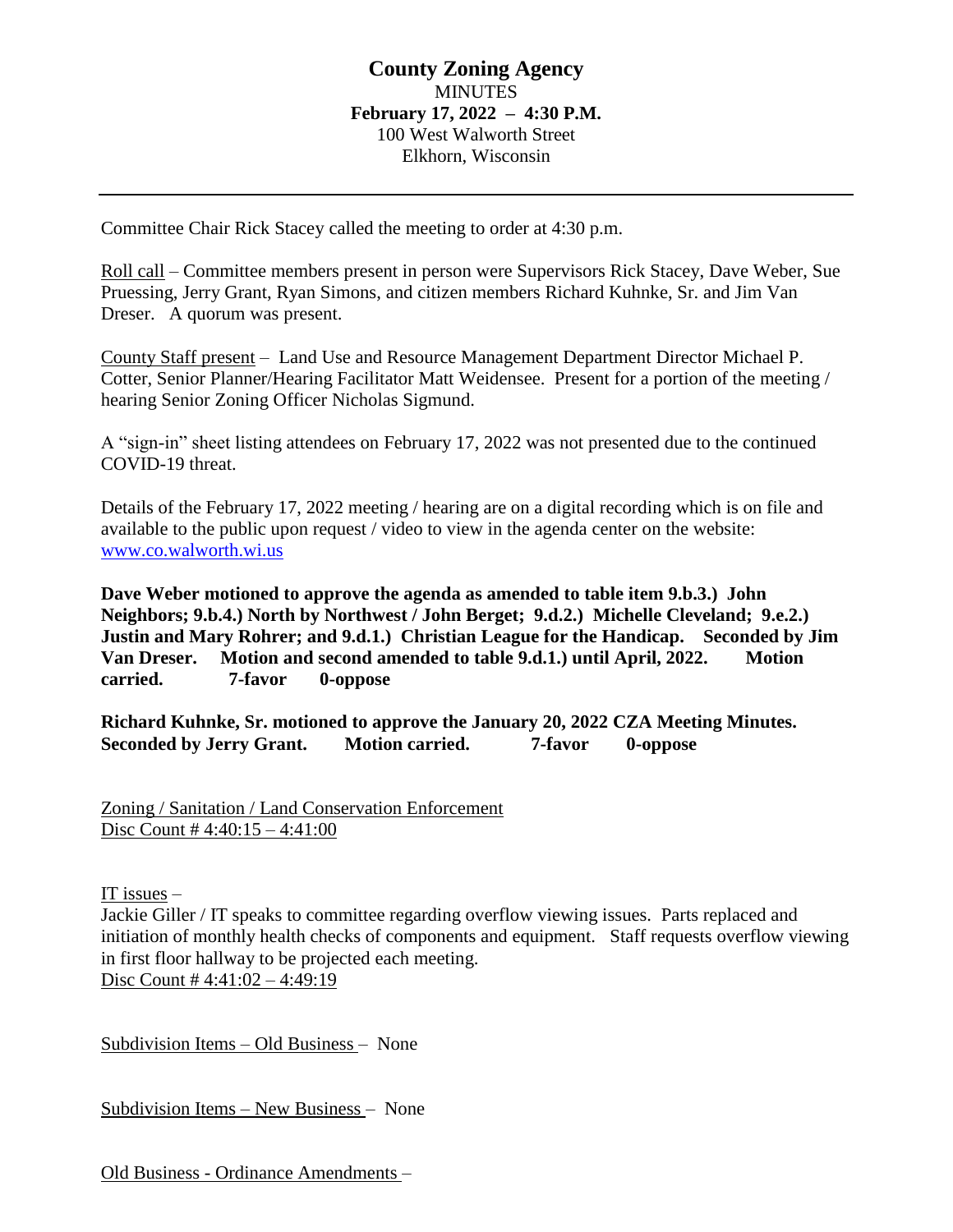# County Zoning Agency

MINUTES

**February 17, 2022 – 4:30 P.M.**

100 West Walworth Street

Elkhorn, Wisconsin

---

Committee Chair Rick Stacey called the meeting to order at 4:30 p.m.

Roll call – Committee members present in person were Supervisors Rick Stacey, Dave Weber, Sue Pruessing, Jerry Grant, Ryan Simons, and citizen members Richard Kuhnke, Sr. and Jim Van Dreser. A quorum was present.

County Staff present – Land Use and Resource Management Department Director Michael P. Cotter, Senior Planner/Hearing Facilitator Matt Weidensee. Present for a portion of the meeting / hearing Senior Zoning Officer Nicholas Sigmund.

A "sign-in" sheet listing attendees on February 17, 2022 was not presented due to the continued COVID-19 threat.

Details of the February 17, 2022 meeting / hearing are on a digital recording which is on file and available to the public upon request / video to view in the agenda center on the website: www.co.walworth.wi.us

**Dave Weber motioned to approve the agenda as amended to table item 9.b.3.) John Neighbors; 9.b.4.) North by Northwest / John Berget; 9.d.2.) Michelle Cleveland; 9.e.2.) Justin and Mary Rohrer; and 9.d.1.) Christian League for the Handicap. Seconded by Jim Van Dreser. Motion and second amended to table 9.d.1.) until April, 2022. Motion carried. 7-favor 0-oppose**

**Richard Kuhnke, Sr. motioned to approve the January 20, 2022 CZA Meeting Minutes. Seconded by Jerry Grant. Motion carried. 7-favor 0-oppose**

Zoning / Sanitation / Land Conservation Enforcement

Disc Count # 4:40:15 – 4:41:00

IT issues –

Jackie Giller / IT speaks to committee regarding overflow viewing issues. Parts replaced and initiation of monthly health checks of components and equipment. Staff requests overflow viewing in first floor hallway to be projected each meeting.

Disc Count # 4:41:02 – 4:49:19

Subdivision Items – Old Business – None

Subdivision Items – New Business – None

Old Business - Ordinance Amendments –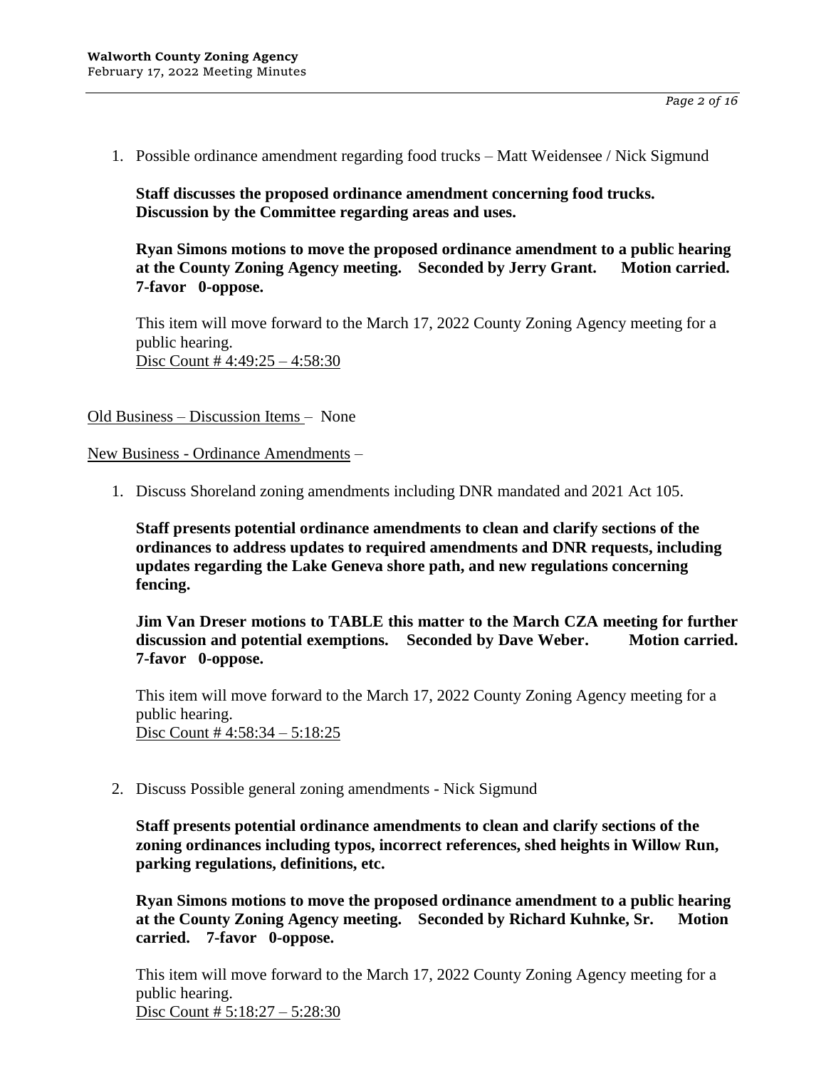1. Possible ordinance amendment regarding food trucks – Matt Weidensee / Nick Sigmund

   **Staff discusses the proposed ordinance amendment concerning food trucks. Discussion by the Committee regarding areas and uses.**

   **Ryan Simons motions to move the proposed ordinance amendment to a public hearing at the County Zoning Agency meeting. Seconded by Jerry Grant. Motion carried. 7-favor 0-oppose.**

   This item will move forward to the March 17, 2022 County Zoning Agency meeting for a public hearing.
   Disc Count # 4:49:25 – 4:58:30

Old Business – Discussion Items – None

New Business - Ordinance Amendments –

1. Discuss Shoreland zoning amendments including DNR mandated and 2021 Act 105.

   **Staff presents potential ordinance amendments to clean and clarify sections of the ordinances to address updates to required amendments and DNR requests, including updates regarding the Lake Geneva shore path, and new regulations concerning fencing.**

   **Jim Van Dreser motions to TABLE this matter to the March CZA meeting for further discussion and potential exemptions. Seconded by Dave Weber. Motion carried. 7-favor 0-oppose.**

   This item will move forward to the March 17, 2022 County Zoning Agency meeting for a public hearing.
   Disc Count # 4:58:34 – 5:18:25

2. Discuss Possible general zoning amendments - Nick Sigmund

   **Staff presents potential ordinance amendments to clean and clarify sections of the zoning ordinances including typos, incorrect references, shed heights in Willow Run, parking regulations, definitions, etc.**

   **Ryan Simons motions to move the proposed ordinance amendment to a public hearing at the County Zoning Agency meeting. Seconded by Richard Kuhnke, Sr. Motion carried. 7-favor 0-oppose.**

   This item will move forward to the March 17, 2022 County Zoning Agency meeting for a public hearing.
   Disc Count # 5:18:27 – 5:28:30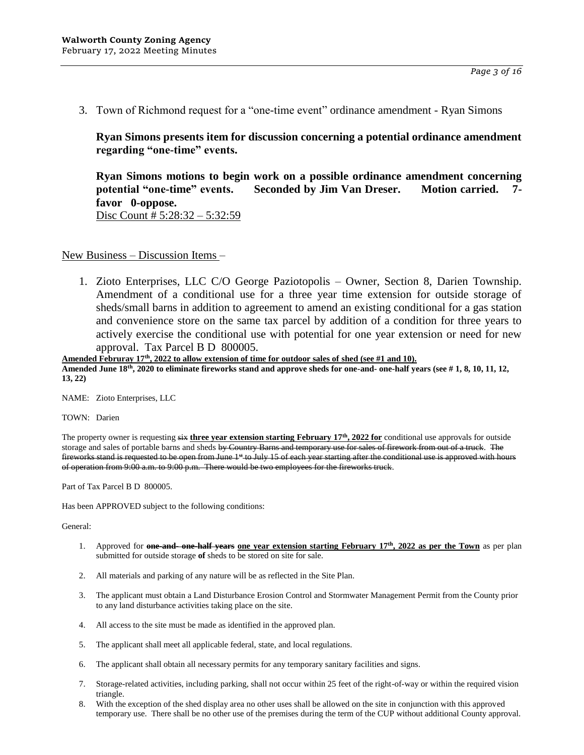3. Town of Richmond request for a "one-time event" ordinance amendment - Ryan Simons

**Ryan Simons presents item for discussion concerning a potential ordinance amendment regarding "one-time" events.**

**Ryan Simons motions to begin work on a possible ordinance amendment concerning potential "one-time" events. Seconded by Jim Van Dreser. Motion carried. 7-favor 0-oppose.**
<u>Disc Count # 5:28:32 – 5:32:59</u>

<u>New Business – Discussion Items</u> –

1. Zioto Enterprises, LLC C/O George Paziotopolis – Owner, Section 8, Darien Township. Amendment of a conditional use for a three year time extension for outside storage of sheds/small barns in addition to agreement to amend an existing conditional for a gas station and convenience store on the same tax parcel by addition of a condition for three years to actively exercise the conditional use with potential for one year extension or need for new approval. Tax Parcel B D 800005.

**<u>Amended Februray 17th, 2022 to allow extension of time for outdoor sales of shed (see #1 and 10).</u>**
**Amended June 18th, 2020 to eliminate fireworks stand and approve sheds for one-and- one-half years (see # 1, 8, 10, 11, 12, 13, 22)**

NAME: Zioto Enterprises, LLC

TOWN: Darien

The property owner is requesting ~~six~~ **<u>three year extension starting February 17th, 2022 for</u>** conditional use approvals for outside storage and sales of portable barns and sheds ~~by Country Barns and temporary use for sales of firework from out of a truck. The fireworks stand is requested to be open from June 1st to July 15 of each year starting after the conditional use is approved with hours of operation from 9:00 a.m. to 9:00 p.m. There would be two employees for the fireworks truck.~~

Part of Tax Parcel B D 800005.

Has been APPROVED subject to the following conditions:

General:

1. Approved for ~~**one-and- one-half years**~~ **<u>one year extension starting February 17th, 2022 as per the Town</u>** as per plan submitted for outside storage **of** sheds to be stored on site for sale.
2. All materials and parking of any nature will be as reflected in the Site Plan.
3. The applicant must obtain a Land Disturbance Erosion Control and Stormwater Management Permit from the County prior to any land disturbance activities taking place on the site.
4. All access to the site must be made as identified in the approved plan.
5. The applicant shall meet all applicable federal, state, and local regulations.
6. The applicant shall obtain all necessary permits for any temporary sanitary facilities and signs.
7. Storage-related activities, including parking, shall not occur within 25 feet of the right-of-way or within the required vision triangle.
8. With the exception of the shed display area no other uses shall be allowed on the site in conjunction with this approved temporary use. There shall be no other use of the premises during the term of the CUP without additional County approval.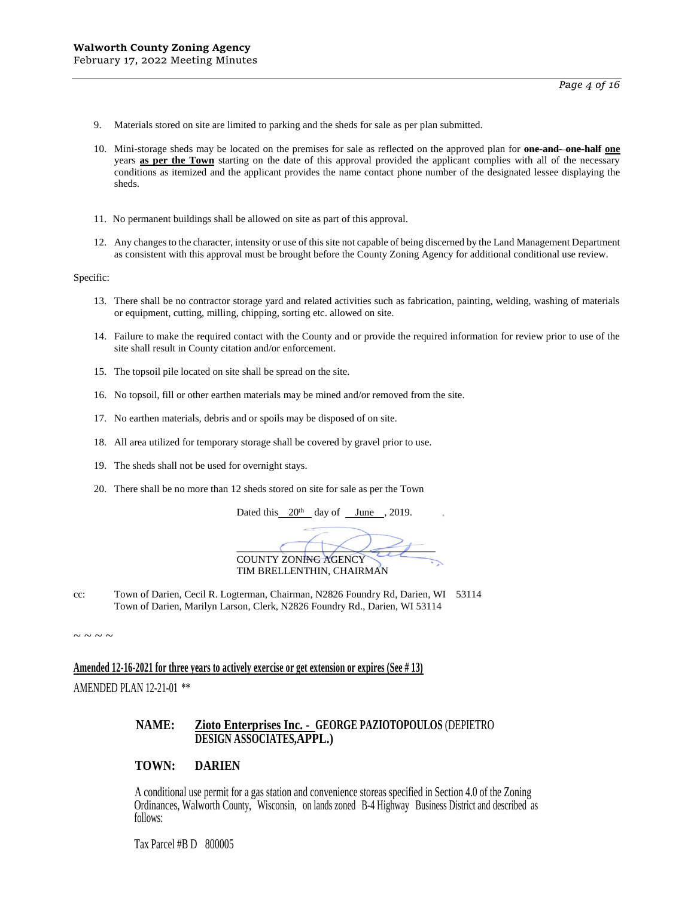9. Materials stored on site are limited to parking and the sheds for sale as per plan submitted.

10. Mini-storage sheds may be located on the premises for sale as reflected on the approved plan for ~~one and one half~~ **one** years **as per the Town** starting on the date of this approval provided the applicant complies with all of the necessary conditions as itemized and the applicant provides the name contact phone number of the designated lessee displaying the sheds.

11. No permanent buildings shall be allowed on site as part of this approval.

12. Any changes to the character, intensity or use of this site not capable of being discerned by the Land Management Department as consistent with this approval must be brought before the County Zoning Agency for additional conditional use review.

Specific:

13. There shall be no contractor storage yard and related activities such as fabrication, painting, welding, washing of materials or equipment, cutting, milling, chipping, sorting etc. allowed on site.

14. Failure to make the required contact with the County and or provide the required information for review prior to use of the site shall result in County citation and/or enforcement.

15. The topsoil pile located on site shall be spread on the site.

16. No topsoil, fill or other earthen materials may be mined and/or removed from the site.

17. No earthen materials, debris and or spoils may be disposed of on site.

18. All area utilized for temporary storage shall be covered by gravel prior to use.

19. The sheds shall not be used for overnight stays.

20. There shall be no more than 12 sheds stored on site for sale as per the Town

Dated this 20th day of June, 2019.

COUNTY ZONING AGENCY
TIM BRELLENTHIN, CHAIRMAN

cc: Town of Darien, Cecil R. Logterman, Chairman, N2826 Foundry Rd, Darien, WI 53114
Town of Darien, Marilyn Larson, Clerk, N2826 Foundry Rd., Darien, WI 53114

~ ~ ~ ~

**Amended 12-16-2021 for three years to actively exercise or get extension or expires (See # 13)**

AMENDED PLAN 12-21-01 **

**NAME:** **Zioto Enterprises Inc. - GEORGE PAZIOTOPOULOS** (DEPIETRO **DESIGN ASSOCIATES,APPL.)**

**TOWN:** **DARIEN**

A conditional use permit for a gas station and convenience storeas specified in Section 4.0 of the Zoning Ordinances, Walworth County, Wisconsin, on lands zoned B-4 Highway Business District and described as follows:

Tax Parcel #B D 800005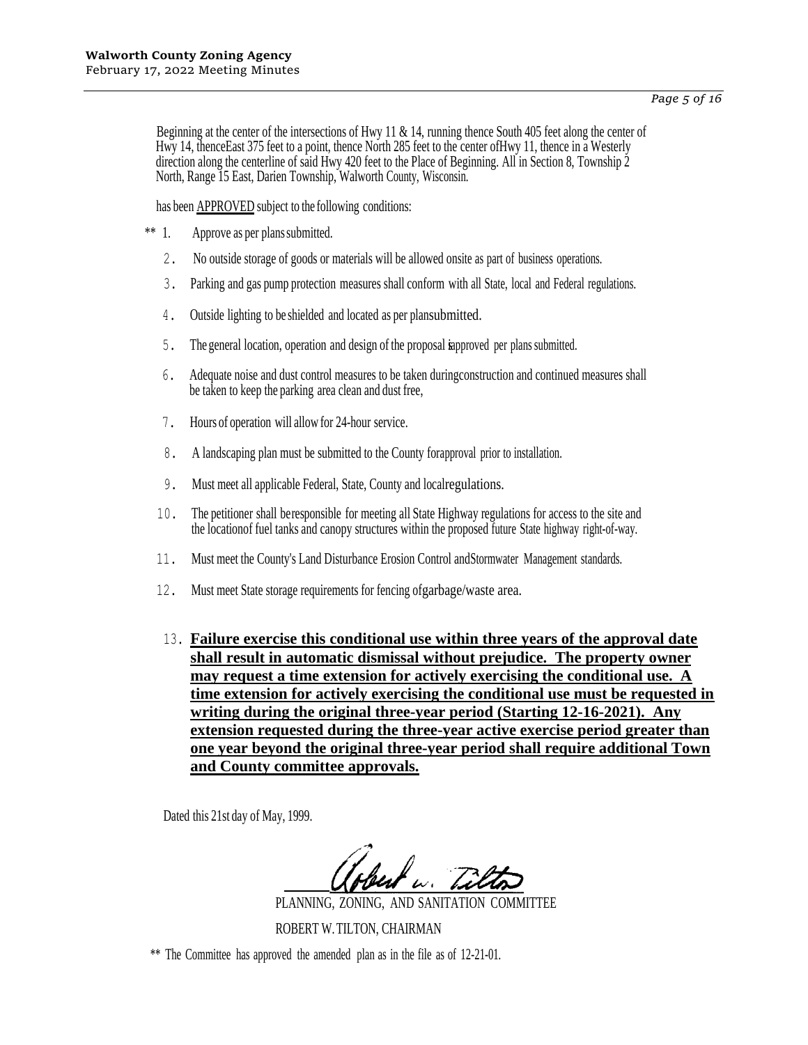Beginning at the center of the intersections of Hwy 11 & 14, running thence South 405 feet along the center of Hwy 14, thenceEast 375 feet to a point, thence North 285 feet to the center ofHwy 11, thence in a Westerly direction along the centerline of said Hwy 420 feet to the Place of Beginning. All in Section 8, Township 2 North, Range 15 East, Darien Township, Walworth County, Wisconsin.

has been APPROVED subject to the following conditions:

** 1. Approve as per plans submitted.

2. No outside storage of goods or materials will be allowed onsite as part of business operations.

3. Parking and gas pump protection measures shall conform with all State, local and Federal regulations.

4. Outside lighting to be shielded and located as per plansubmitted.

5. The general location, operation and design of the proposal isapproved per plans submitted.

6. Adequate noise and dust control measures to be taken duringconstruction and continued measures shall be taken to keep the parking area clean and dust free,

7. Hours of operation will allow for 24-hour service.

8. A landscaping plan must be submitted to the County forapproval prior to installation.

9. Must meet all applicable Federal, State, County and localregulations.

10. The petitioner shall beresponsible for meeting all State Highway regulations for access to the site and the locationof fuel tanks and canopy structures within the proposed future State highway right-of-way.

11. Must meet the County's Land Disturbance Erosion Control andStormwater Management standards.

12. Must meet State storage requirements for fencing ofgarbage/waste area.

13. **Failure exercise this conditional use within three years of the approval date shall result in automatic dismissal without prejudice. The property owner may request a time extension for actively exercising the conditional use. A time extension for actively exercising the conditional use must be requested in writing during the original three-year period (Starting 12-16-2021). Any extension requested during the three-year active exercise period greater than one year beyond the original three-year period shall require additional Town and County committee approvals.**

Dated this 21st day of May, 1999.

Robert W. Tilton

PLANNING, ZONING, AND SANITATION COMMITTEE

ROBERT W. TILTON, CHAIRMAN

** The Committee has approved the amended plan as in the file as of 12-21-01.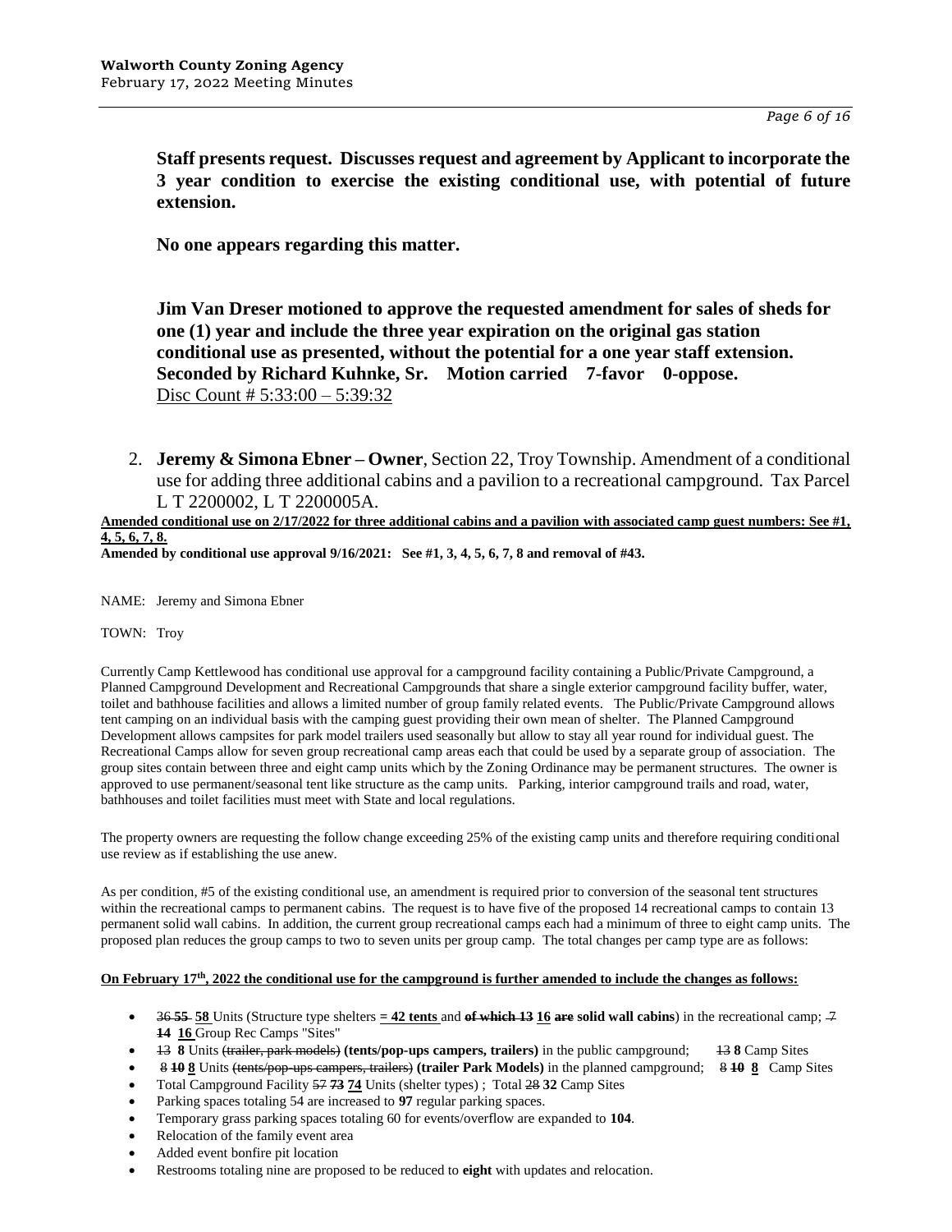**Staff presents request. Discusses request and agreement by Applicant to incorporate the 3 year condition to exercise the existing conditional use, with potential of future extension.**

**No one appears regarding this matter.**

**Jim Van Dreser motioned to approve the requested amendment for sales of sheds for one (1) year and include the three year expiration on the original gas station conditional use as presented, without the potential for a one year staff extension. Seconded by Richard Kuhnke, Sr. Motion carried 7-favor 0-oppose.**
Disc Count # 5:33:00 – 5:39:32

2. **Jeremy & Simona Ebner – Owner**, Section 22, Troy Township. Amendment of a conditional use for adding three additional cabins and a pavilion to a recreational campground. Tax Parcel L T 2200002, L T 2200005A.

**Amended conditional use on 2/17/2022 for three additional cabins and a pavilion with associated camp guest numbers: See #1, 4, 5, 6, 7, 8.**
**Amended by conditional use approval 9/16/2021: See #1, 3, 4, 5, 6, 7, 8 and removal of #43.**

NAME: Jeremy and Simona Ebner

TOWN: Troy

Currently Camp Kettlewood has conditional use approval for a campground facility containing a Public/Private Campground, a Planned Campground Development and Recreational Campgrounds that share a single exterior campground facility buffer, water, toilet and bathhouse facilities and allows a limited number of group family related events. The Public/Private Campground allows tent camping on an individual basis with the camping guest providing their own mean of shelter. The Planned Campground Development allows campsites for park model trailers used seasonally but allow to stay all year round for individual guest. The Recreational Camps allow for seven group recreational camp areas each that could be used by a separate group of association. The group sites contain between three and eight camp units which by the Zoning Ordinance may be permanent structures. The owner is approved to use permanent/seasonal tent like structure as the camp units. Parking, interior campground trails and road, water, bathhouses and toilet facilities must meet with State and local regulations.

The property owners are requesting the follow change exceeding 25% of the existing camp units and therefore requiring conditional use review as if establishing the use anew.

As per condition, #5 of the existing conditional use, an amendment is required prior to conversion of the seasonal tent structures within the recreational camps to permanent cabins. The request is to have five of the proposed 14 recreational camps to contain 13 permanent solid wall cabins. In addition, the current group recreational camps each had a minimum of three to eight camp units. The proposed plan reduces the group camps to two to seven units per group camp. The total changes per camp type are as follows:

**On February 17th, 2022 the conditional use for the campground is further amended to include the changes as follows:**

- ~~36~~ ~~**55**~~ **58** Units (Structure type shelters **= 42 tents** and ~~**of which 13**~~ **16** ~~**are**~~ **solid wall cabins**) in the recreational camp; ~~7~~ ~~**14**~~ **16** Group Rec Camps "Sites"
- ~~13~~ **8** Units ~~(trailer, park models)~~ **(tents/pop-ups campers, trailers)** in the public campground; ~~13~~ **8** Camp Sites
- ~~8~~ ~~**10**~~ **8** Units ~~(tents/pop-ups campers, trailers)~~ **(trailer Park Models)** in the planned campground; ~~8~~ ~~**10**~~ **8** Camp Sites
- Total Campground Facility ~~57~~ ~~**73**~~ **74** Units (shelter types) ; Total ~~28~~ **32** Camp Sites
- Parking spaces totaling 54 are increased to **97** regular parking spaces.
- Temporary grass parking spaces totaling 60 for events/overflow are expanded to **104**.
- Relocation of the family event area
- Added event bonfire pit location
- Restrooms totaling nine are proposed to be reduced to **eight** with updates and relocation.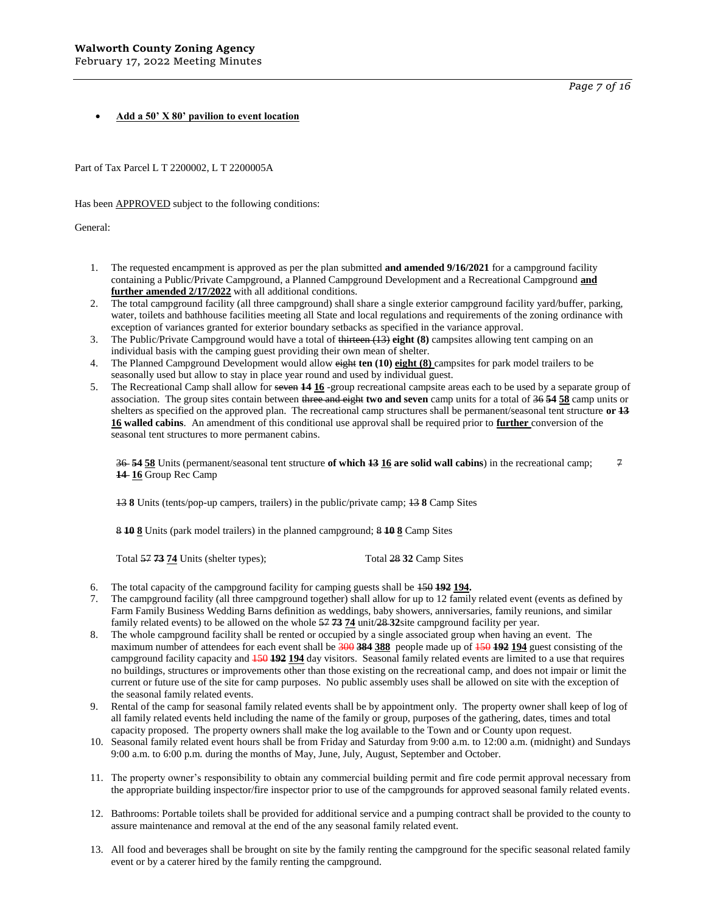- **Add a 50' X 80' pavilion to event location**

Part of Tax Parcel L T 2200002, L T 2200005A

Has been APPROVED subject to the following conditions:

General:

1. The requested encampment is approved as per the plan submitted **and amended 9/16/2021** for a campground facility containing a Public/Private Campground, a Planned Campground Development and a Recreational Campground **and further amended 2/17/2022** with all additional conditions.
2. The total campground facility (all three campground) shall share a single exterior campground facility yard/buffer, parking, water, toilets and bathhouse facilities meeting all State and local regulations and requirements of the zoning ordinance with exception of variances granted for exterior boundary setbacks as specified in the variance approval.
3. The Public/Private Campground would have a total of ~~thirteen (13)~~ **eight (8)** campsites allowing tent camping on an individual basis with the camping guest providing their own mean of shelter.
4. The Planned Campground Development would allow ~~eight~~ **ten (10)** **eight (8)** campsites for park model trailers to be seasonally used but allow to stay in place year round and used by individual guest.
5. The Recreational Camp shall allow for ~~seven~~ ~~**14**~~ **16** -group recreational campsite areas each to be used by a separate group of association. The group sites contain between ~~three and eight~~ **two and seven** camp units for a total of ~~36~~ ~~**54**~~ **58** camp units or shelters as specified on the approved plan. The recreational camp structures shall be permanent/seasonal tent structure **or** ~~**13**~~ **16 walled cabins**. An amendment of this conditional use approval shall be required prior to **further** conversion of the seasonal tent structures to more permanent cabins.

   ~~36~~ ~~**54**~~ **58** Units (permanent/seasonal tent structure **of which** ~~**13**~~ **16 are solid wall cabins**) in the recreational camp; ~~7~~ ~~**14**~~ **16** Group Rec Camp

   ~~13~~ **8** Units (tents/pop-up campers, trailers) in the public/private camp; ~~13~~ **8** Camp Sites

   ~~8~~ ~~**10**~~ **8** Units (park model trailers) in the planned campground; ~~8~~ ~~**10**~~ **8** Camp Sites

   Total ~~57~~ ~~**73**~~ **74** Units (shelter types); Total ~~28~~ **32** Camp Sites

6. The total capacity of the campground facility for camping guests shall be ~~150~~ ~~**192**~~ **194.**
7. The campground facility (all three campground together) shall allow for up to 12 family related event (events as defined by Farm Family Business Wedding Barns definition as weddings, baby showers, anniversaries, family reunions, and similar family related events) to be allowed on the whole ~~57~~ ~~**73**~~ **74** unit/~~28~~ **32**site campground facility per year.
8. The whole campground facility shall be rented or occupied by a single associated group when having an event. The maximum number of attendees for each event shall be ~~300~~ ~~**384**~~ **388** people made up of ~~150~~ ~~**192**~~ **194** guest consisting of the campground facility capacity and ~~150~~ ~~**192**~~ **194** day visitors. Seasonal family related events are limited to a use that requires no buildings, structures or improvements other than those existing on the recreational camp, and does not impair or limit the current or future use of the site for camp purposes. No public assembly uses shall be allowed on site with the exception of the seasonal family related events.
9. Rental of the camp for seasonal family related events shall be by appointment only. The property owner shall keep of log of all family related events held including the name of the family or group, purposes of the gathering, dates, times and total capacity proposed. The property owners shall make the log available to the Town and or County upon request.
10. Seasonal family related event hours shall be from Friday and Saturday from 9:00 a.m. to 12:00 a.m. (midnight) and Sundays 9:00 a.m. to 6:00 p.m. during the months of May, June, July, August, September and October.
11. The property owner's responsibility to obtain any commercial building permit and fire code permit approval necessary from the appropriate building inspector/fire inspector prior to use of the campgrounds for approved seasonal family related events.
12. Bathrooms: Portable toilets shall be provided for additional service and a pumping contract shall be provided to the county to assure maintenance and removal at the end of the any seasonal family related event.
13. All food and beverages shall be brought on site by the family renting the campground for the specific seasonal related family event or by a caterer hired by the family renting the campground.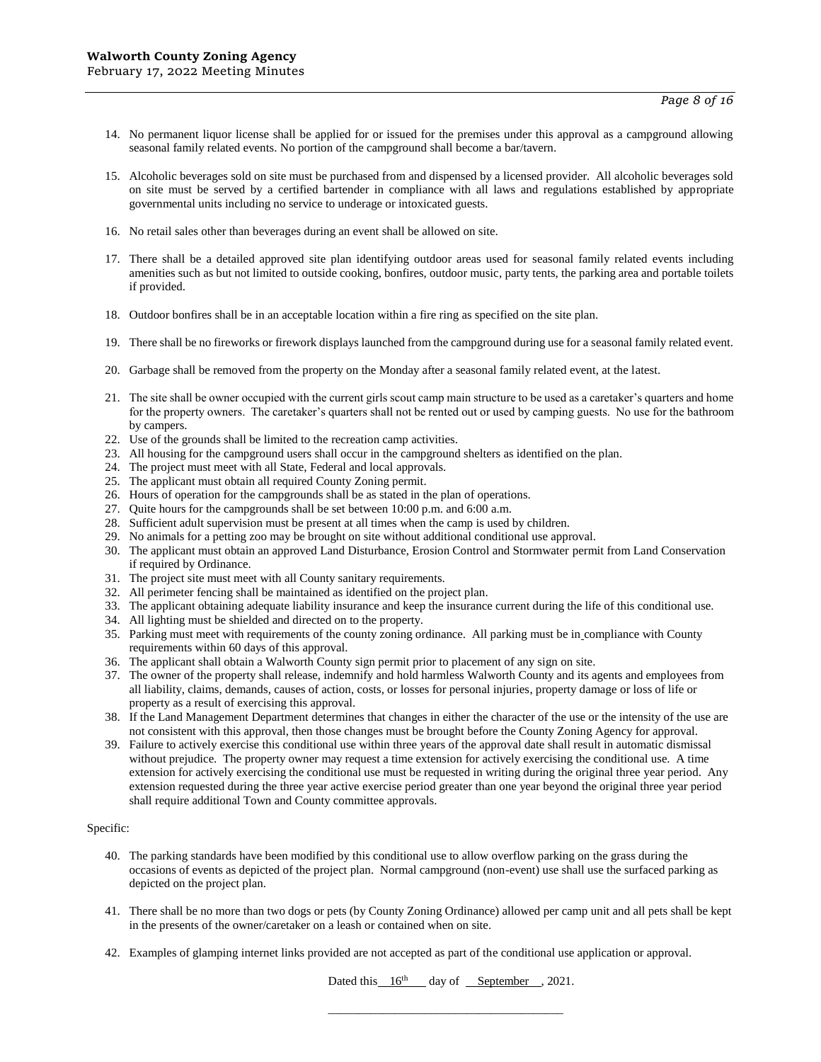14. No permanent liquor license shall be applied for or issued for the premises under this approval as a campground allowing seasonal family related events. No portion of the campground shall become a bar/tavern.

15. Alcoholic beverages sold on site must be purchased from and dispensed by a licensed provider. All alcoholic beverages sold on site must be served by a certified bartender in compliance with all laws and regulations established by appropriate governmental units including no service to underage or intoxicated guests.

16. No retail sales other than beverages during an event shall be allowed on site.

17. There shall be a detailed approved site plan identifying outdoor areas used for seasonal family related events including amenities such as but not limited to outside cooking, bonfires, outdoor music, party tents, the parking area and portable toilets if provided.

18. Outdoor bonfires shall be in an acceptable location within a fire ring as specified on the site plan.

19. There shall be no fireworks or firework displays launched from the campground during use for a seasonal family related event.

20. Garbage shall be removed from the property on the Monday after a seasonal family related event, at the latest.

21. The site shall be owner occupied with the current girls scout camp main structure to be used as a caretaker's quarters and home for the property owners. The caretaker's quarters shall not be rented out or used by camping guests. No use for the bathroom by campers.
22. Use of the grounds shall be limited to the recreation camp activities.
23. All housing for the campground users shall occur in the campground shelters as identified on the plan.
24. The project must meet with all State, Federal and local approvals.
25. The applicant must obtain all required County Zoning permit.
26. Hours of operation for the campgrounds shall be as stated in the plan of operations.
27. Quite hours for the campgrounds shall be set between 10:00 p.m. and 6:00 a.m.
28. Sufficient adult supervision must be present at all times when the camp is used by children.
29. No animals for a petting zoo may be brought on site without additional conditional use approval.
30. The applicant must obtain an approved Land Disturbance, Erosion Control and Stormwater permit from Land Conservation if required by Ordinance.
31. The project site must meet with all County sanitary requirements.
32. All perimeter fencing shall be maintained as identified on the project plan.
33. The applicant obtaining adequate liability insurance and keep the insurance current during the life of this conditional use.
34. All lighting must be shielded and directed on to the property.
35. Parking must meet with requirements of the county zoning ordinance. All parking must be in compliance with County requirements within 60 days of this approval.
36. The applicant shall obtain a Walworth County sign permit prior to placement of any sign on site.
37. The owner of the property shall release, indemnify and hold harmless Walworth County and its agents and employees from all liability, claims, demands, causes of action, costs, or losses for personal injuries, property damage or loss of life or property as a result of exercising this approval.
38. If the Land Management Department determines that changes in either the character of the use or the intensity of the use are not consistent with this approval, then those changes must be brought before the County Zoning Agency for approval.
39. Failure to actively exercise this conditional use within three years of the approval date shall result in automatic dismissal without prejudice. The property owner may request a time extension for actively exercising the conditional use. A time extension for actively exercising the conditional use must be requested in writing during the original three year period. Any extension requested during the three year active exercise period greater than one year beyond the original three year period shall require additional Town and County committee approvals.

Specific:

40. The parking standards have been modified by this conditional use to allow overflow parking on the grass during the occasions of events as depicted of the project plan. Normal campground (non-event) use shall use the surfaced parking as depicted on the project plan.

41. There shall be no more than two dogs or pets (by County Zoning Ordinance) allowed per camp unit and all pets shall be kept in the presents of the owner/caretaker on a leash or contained when on site.

42. Examples of glamping internet links provided are not accepted as part of the conditional use application or approval.

Dated this 16th day of September, 2021.

\_\_\_\_\_\_\_\_\_\_\_\_\_\_\_\_\_\_\_\_\_\_\_\_\_\_\_\_\_\_\_\_\_\_\_\_\_\_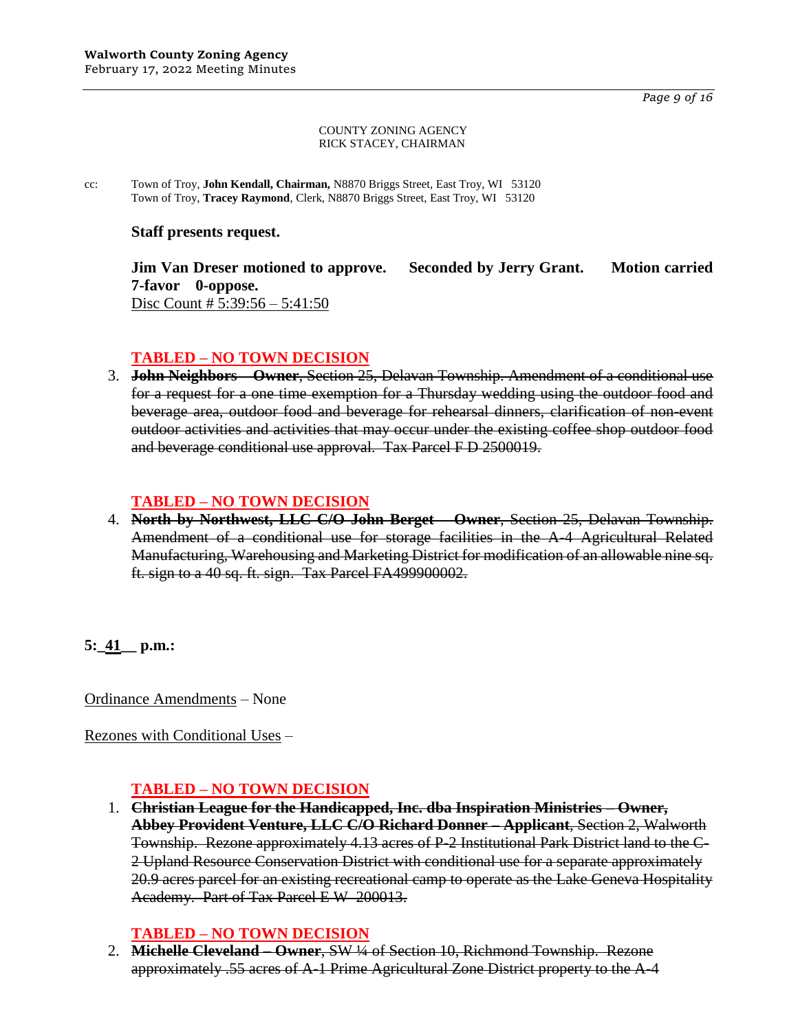COUNTY ZONING AGENCY
RICK STACEY, CHAIRMAN

cc: Town of Troy, **John Kendall, Chairman,** N8870 Briggs Street, East Troy, WI 53120
Town of Troy, **Tracey Raymond**, Clerk, N8870 Briggs Street, East Troy, WI 53120

**Staff presents request.**

**Jim Van Dreser motioned to approve. Seconded by Jerry Grant. Motion carried 7-favor 0-oppose.**
Disc Count # 5:39:56 – 5:41:50

**TABLED – NO TOWN DECISION**

3. ~~**John Neighbors – Owner**, Section 25, Delavan Township. Amendment of a conditional use for a request for a one time exemption for a Thursday wedding using the outdoor food and beverage area, outdoor food and beverage for rehearsal dinners, clarification of non-event outdoor activities and activities that may occur under the existing coffee shop outdoor food and beverage conditional use approval. Tax Parcel F D 2500019.~~

**TABLED – NO TOWN DECISION**

4. ~~**North by Northwest, LLC C/O John Berget – Owner**, Section 25, Delavan Township. Amendment of a conditional use for storage facilities in the A-4 Agricultural Related Manufacturing, Warehousing and Marketing District for modification of an allowable nine sq. ft. sign to a 40 sq. ft. sign. Tax Parcel FA499900002.~~

**5:\_41\_\_ p.m.:**

Ordinance Amendments – None

Rezones with Conditional Uses –

**TABLED – NO TOWN DECISION**

1. ~~**Christian League for the Handicapped, Inc. dba Inspiration Ministries – Owner, Abbey Provident Venture, LLC C/O Richard Donner – Applicant**, Section 2, Walworth Township. Rezone approximately 4.13 acres of P-2 Institutional Park District land to the C-2 Upland Resource Conservation District with conditional use for a separate approximately 20.9 acres parcel for an existing recreational camp to operate as the Lake Geneva Hospitality Academy. Part of Tax Parcel E W 200013.~~

**TABLED – NO TOWN DECISION**

2. ~~**Michelle Cleveland – Owner**, SW ¼ of Section 10, Richmond Township. Rezone approximately .55 acres of A-1 Prime Agricultural Zone District property to the A-4~~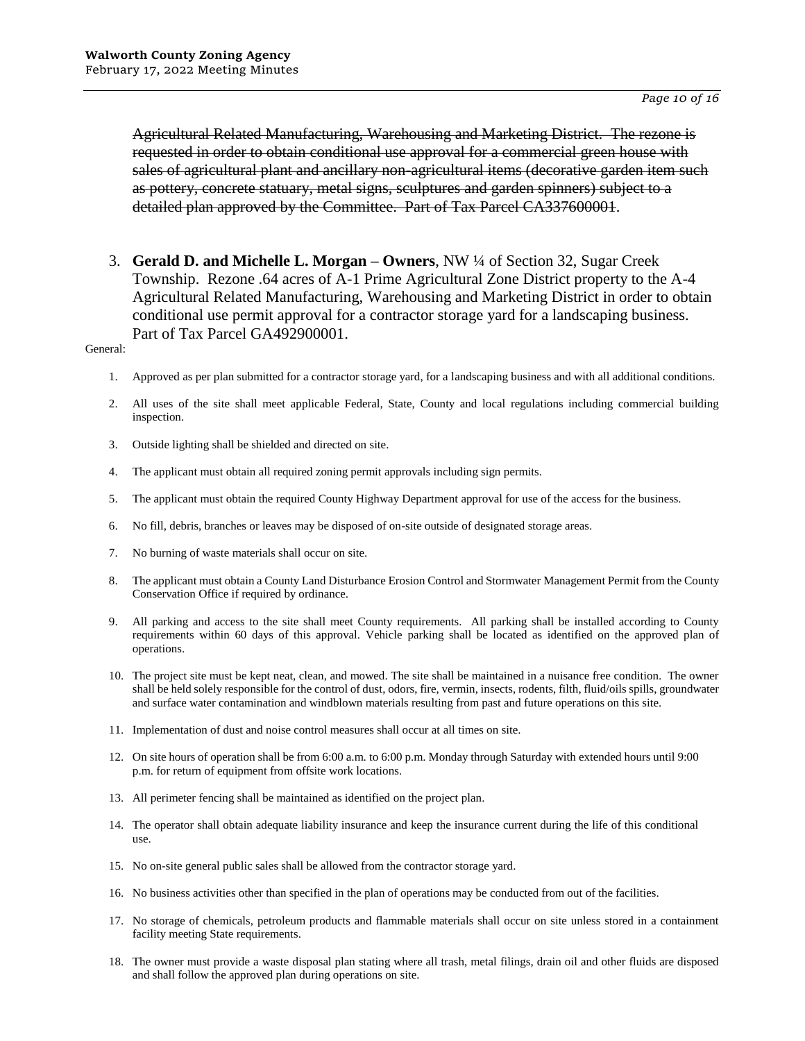~~Agricultural Related Manufacturing, Warehousing and Marketing District. The rezone is requested in order to obtain conditional use approval for a commercial green house with sales of agricultural plant and ancillary non-agricultural items (decorative garden item such as pottery, concrete statuary, metal signs, sculptures and garden spinners) subject to a detailed plan approved by the Committee. Part of Tax Parcel CA337600001~~.

3. **Gerald D. and Michelle L. Morgan – Owners**, NW ¼ of Section 32, Sugar Creek Township. Rezone .64 acres of A-1 Prime Agricultural Zone District property to the A-4 Agricultural Related Manufacturing, Warehousing and Marketing District in order to obtain conditional use permit approval for a contractor storage yard for a landscaping business. Part of Tax Parcel GA492900001.

General:

1. Approved as per plan submitted for a contractor storage yard, for a landscaping business and with all additional conditions.
2. All uses of the site shall meet applicable Federal, State, County and local regulations including commercial building inspection.
3. Outside lighting shall be shielded and directed on site.
4. The applicant must obtain all required zoning permit approvals including sign permits.
5. The applicant must obtain the required County Highway Department approval for use of the access for the business.
6. No fill, debris, branches or leaves may be disposed of on-site outside of designated storage areas.
7. No burning of waste materials shall occur on site.
8. The applicant must obtain a County Land Disturbance Erosion Control and Stormwater Management Permit from the County Conservation Office if required by ordinance.
9. All parking and access to the site shall meet County requirements. All parking shall be installed according to County requirements within 60 days of this approval. Vehicle parking shall be located as identified on the approved plan of operations.
10. The project site must be kept neat, clean, and mowed. The site shall be maintained in a nuisance free condition. The owner shall be held solely responsible for the control of dust, odors, fire, vermin, insects, rodents, filth, fluid/oils spills, groundwater and surface water contamination and windblown materials resulting from past and future operations on this site.
11. Implementation of dust and noise control measures shall occur at all times on site.
12. On site hours of operation shall be from 6:00 a.m. to 6:00 p.m. Monday through Saturday with extended hours until 9:00 p.m. for return of equipment from offsite work locations.
13. All perimeter fencing shall be maintained as identified on the project plan.
14. The operator shall obtain adequate liability insurance and keep the insurance current during the life of this conditional use.
15. No on-site general public sales shall be allowed from the contractor storage yard.
16. No business activities other than specified in the plan of operations may be conducted from out of the facilities.
17. No storage of chemicals, petroleum products and flammable materials shall occur on site unless stored in a containment facility meeting State requirements.
18. The owner must provide a waste disposal plan stating where all trash, metal filings, drain oil and other fluids are disposed and shall follow the approved plan during operations on site.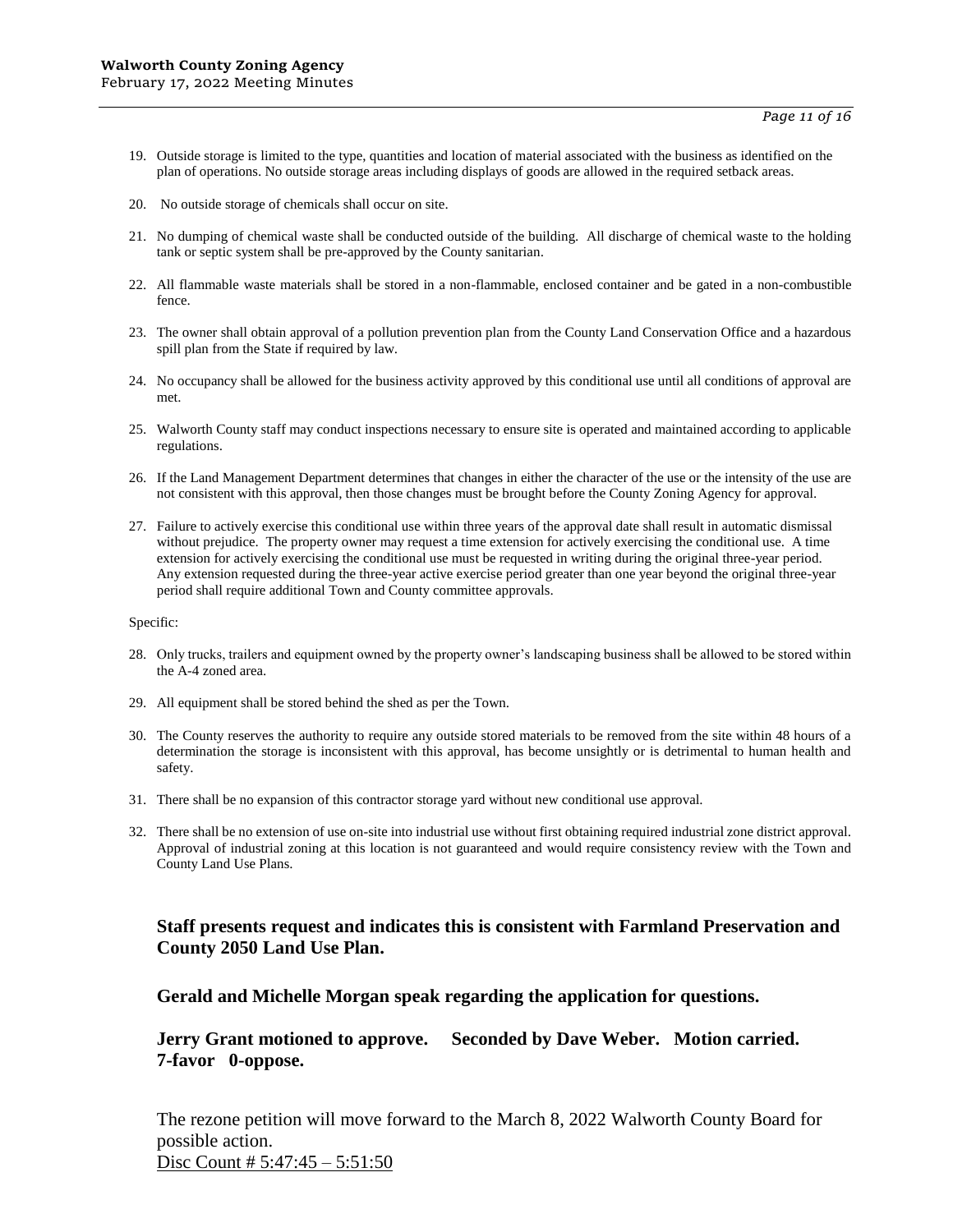19. Outside storage is limited to the type, quantities and location of material associated with the business as identified on the plan of operations. No outside storage areas including displays of goods are allowed in the required setback areas.

20. No outside storage of chemicals shall occur on site.

21. No dumping of chemical waste shall be conducted outside of the building. All discharge of chemical waste to the holding tank or septic system shall be pre-approved by the County sanitarian.

22. All flammable waste materials shall be stored in a non-flammable, enclosed container and be gated in a non-combustible fence.

23. The owner shall obtain approval of a pollution prevention plan from the County Land Conservation Office and a hazardous spill plan from the State if required by law.

24. No occupancy shall be allowed for the business activity approved by this conditional use until all conditions of approval are met.

25. Walworth County staff may conduct inspections necessary to ensure site is operated and maintained according to applicable regulations.

26. If the Land Management Department determines that changes in either the character of the use or the intensity of the use are not consistent with this approval, then those changes must be brought before the County Zoning Agency for approval.

27. Failure to actively exercise this conditional use within three years of the approval date shall result in automatic dismissal without prejudice. The property owner may request a time extension for actively exercising the conditional use. A time extension for actively exercising the conditional use must be requested in writing during the original three-year period. Any extension requested during the three-year active exercise period greater than one year beyond the original three-year period shall require additional Town and County committee approvals.

Specific:

28. Only trucks, trailers and equipment owned by the property owner's landscaping business shall be allowed to be stored within the A-4 zoned area.

29. All equipment shall be stored behind the shed as per the Town.

30. The County reserves the authority to require any outside stored materials to be removed from the site within 48 hours of a determination the storage is inconsistent with this approval, has become unsightly or is detrimental to human health and safety.

31. There shall be no expansion of this contractor storage yard without new conditional use approval.

32. There shall be no extension of use on-site into industrial use without first obtaining required industrial zone district approval. Approval of industrial zoning at this location is not guaranteed and would require consistency review with the Town and County Land Use Plans.

**Staff presents request and indicates this is consistent with Farmland Preservation and County 2050 Land Use Plan.**

**Gerald and Michelle Morgan speak regarding the application for questions.**

**Jerry Grant motioned to approve. Seconded by Dave Weber. Motion carried. 7-favor 0-oppose.**

The rezone petition will move forward to the March 8, 2022 Walworth County Board for possible action.
<u>Disc Count # 5:47:45 – 5:51:50</u>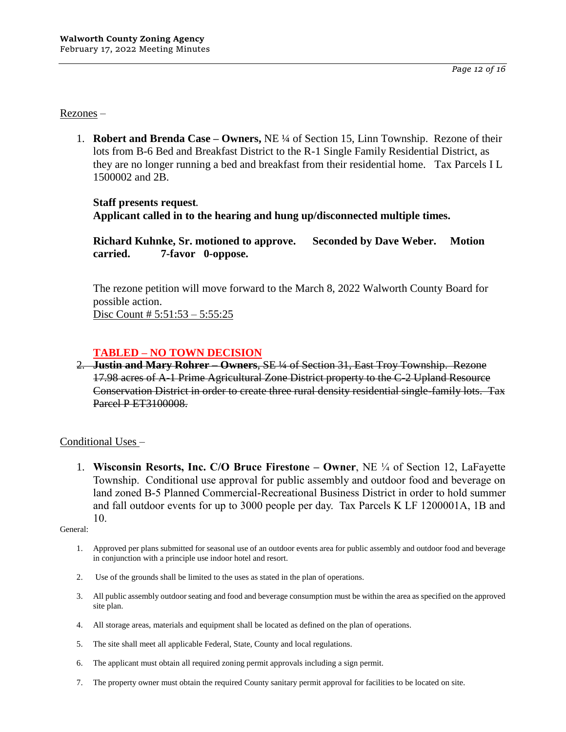Rezones –

1. **Robert and Brenda Case – Owners,** NE ¼ of Section 15, Linn Township. Rezone of their lots from B-6 Bed and Breakfast District to the R-1 Single Family Residential District, as they are no longer running a bed and breakfast from their residential home. Tax Parcels I L 1500002 and 2B.

   **Staff presents request.**
   **Applicant called in to the hearing and hung up/disconnected multiple times.**

   **Richard Kuhnke, Sr. motioned to approve. Seconded by Dave Weber. Motion carried. 7-favor 0-oppose.**

   The rezone petition will move forward to the March 8, 2022 Walworth County Board for possible action.
   Disc Count # 5:51:53 – 5:55:25

   **TABLED – NO TOWN DECISION**

2. ~~**Justin and Mary Rohrer – Owners**, SE ¼ of Section 31, East Troy Township. Rezone 17.98 acres of A-1 Prime Agricultural Zone District property to the C-2 Upland Resource Conservation District in order to create three rural density residential single-family lots. Tax Parcel P ET3100008.~~

Conditional Uses –

1. **Wisconsin Resorts, Inc. C/O Bruce Firestone – Owner**, NE ¼ of Section 12, LaFayette Township. Conditional use approval for public assembly and outdoor food and beverage on land zoned B-5 Planned Commercial-Recreational Business District in order to hold summer and fall outdoor events for up to 3000 people per day. Tax Parcels K LF 1200001A, 1B and 10.

General:

1. Approved per plans submitted for seasonal use of an outdoor events area for public assembly and outdoor food and beverage in conjunction with a principle use indoor hotel and resort.
2. Use of the grounds shall be limited to the uses as stated in the plan of operations.
3. All public assembly outdoor seating and food and beverage consumption must be within the area as specified on the approved site plan.
4. All storage areas, materials and equipment shall be located as defined on the plan of operations.
5. The site shall meet all applicable Federal, State, County and local regulations.
6. The applicant must obtain all required zoning permit approvals including a sign permit.
7. The property owner must obtain the required County sanitary permit approval for facilities to be located on site.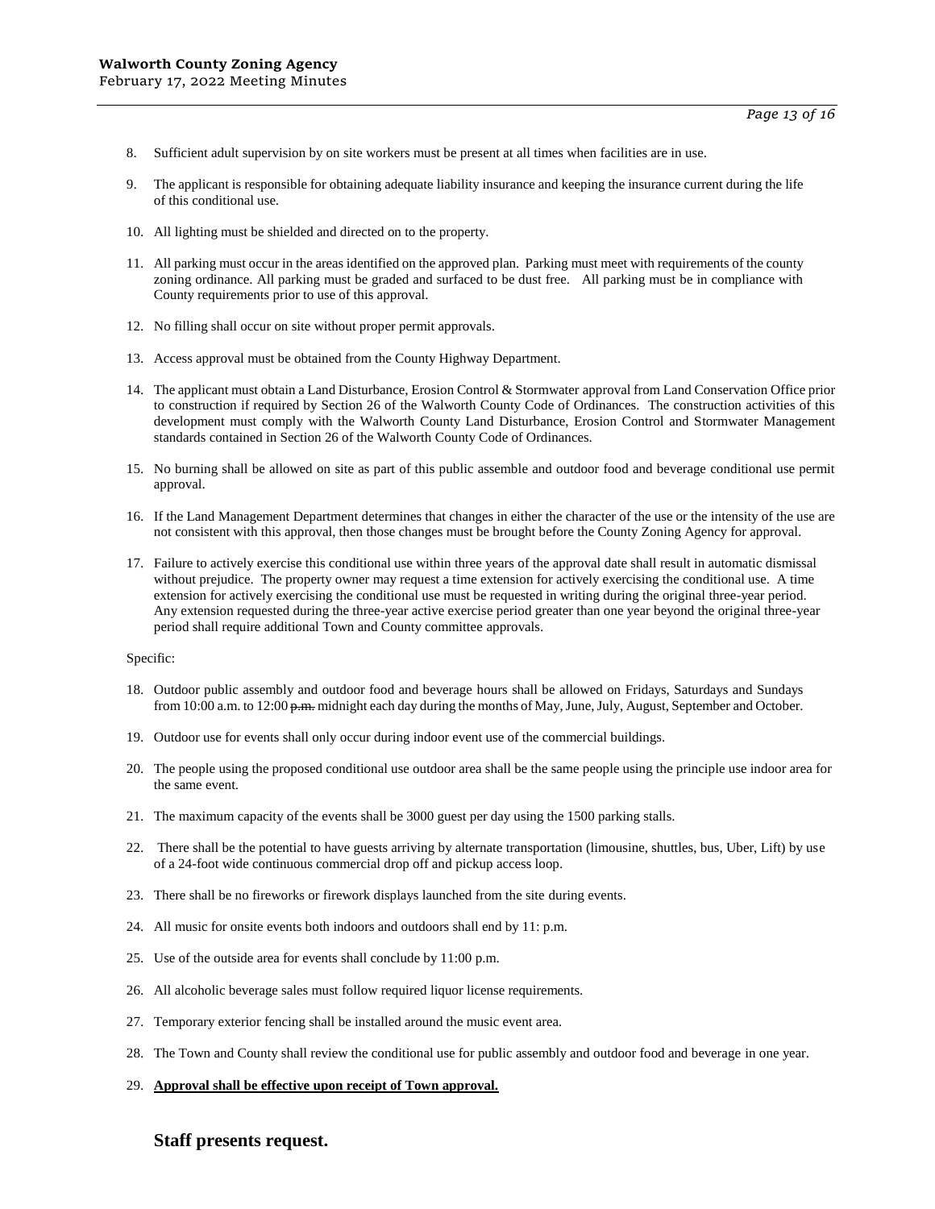8. Sufficient adult supervision by on site workers must be present at all times when facilities are in use.

9. The applicant is responsible for obtaining adequate liability insurance and keeping the insurance current during the life of this conditional use.

10. All lighting must be shielded and directed on to the property.

11. All parking must occur in the areas identified on the approved plan. Parking must meet with requirements of the county zoning ordinance. All parking must be graded and surfaced to be dust free. All parking must be in compliance with County requirements prior to use of this approval.

12. No filling shall occur on site without proper permit approvals.

13. Access approval must be obtained from the County Highway Department.

14. The applicant must obtain a Land Disturbance, Erosion Control & Stormwater approval from Land Conservation Office prior to construction if required by Section 26 of the Walworth County Code of Ordinances. The construction activities of this development must comply with the Walworth County Land Disturbance, Erosion Control and Stormwater Management standards contained in Section 26 of the Walworth County Code of Ordinances.

15. No burning shall be allowed on site as part of this public assemble and outdoor food and beverage conditional use permit approval.

16. If the Land Management Department determines that changes in either the character of the use or the intensity of the use are not consistent with this approval, then those changes must be brought before the County Zoning Agency for approval.

17. Failure to actively exercise this conditional use within three years of the approval date shall result in automatic dismissal without prejudice. The property owner may request a time extension for actively exercising the conditional use. A time extension for actively exercising the conditional use must be requested in writing during the original three-year period. Any extension requested during the three-year active exercise period greater than one year beyond the original three-year period shall require additional Town and County committee approvals.

Specific:

18. Outdoor public assembly and outdoor food and beverage hours shall be allowed on Fridays, Saturdays and Sundays from 10:00 a.m. to 12:00 ~~p.m.~~ midnight each day during the months of May, June, July, August, September and October.

19. Outdoor use for events shall only occur during indoor event use of the commercial buildings.

20. The people using the proposed conditional use outdoor area shall be the same people using the principle use indoor area for the same event.

21. The maximum capacity of the events shall be 3000 guest per day using the 1500 parking stalls.

22. There shall be the potential to have guests arriving by alternate transportation (limousine, shuttles, bus, Uber, Lift) by use of a 24-foot wide continuous commercial drop off and pickup access loop.

23. There shall be no fireworks or firework displays launched from the site during events.

24. All music for onsite events both indoors and outdoors shall end by 11: p.m.

25. Use of the outside area for events shall conclude by 11:00 p.m.

26. All alcoholic beverage sales must follow required liquor license requirements.

27. Temporary exterior fencing shall be installed around the music event area.

28. The Town and County shall review the conditional use for public assembly and outdoor food and beverage in one year.

29. **<u>Approval shall be effective upon receipt of Town approval.</u>**

## Staff presents request.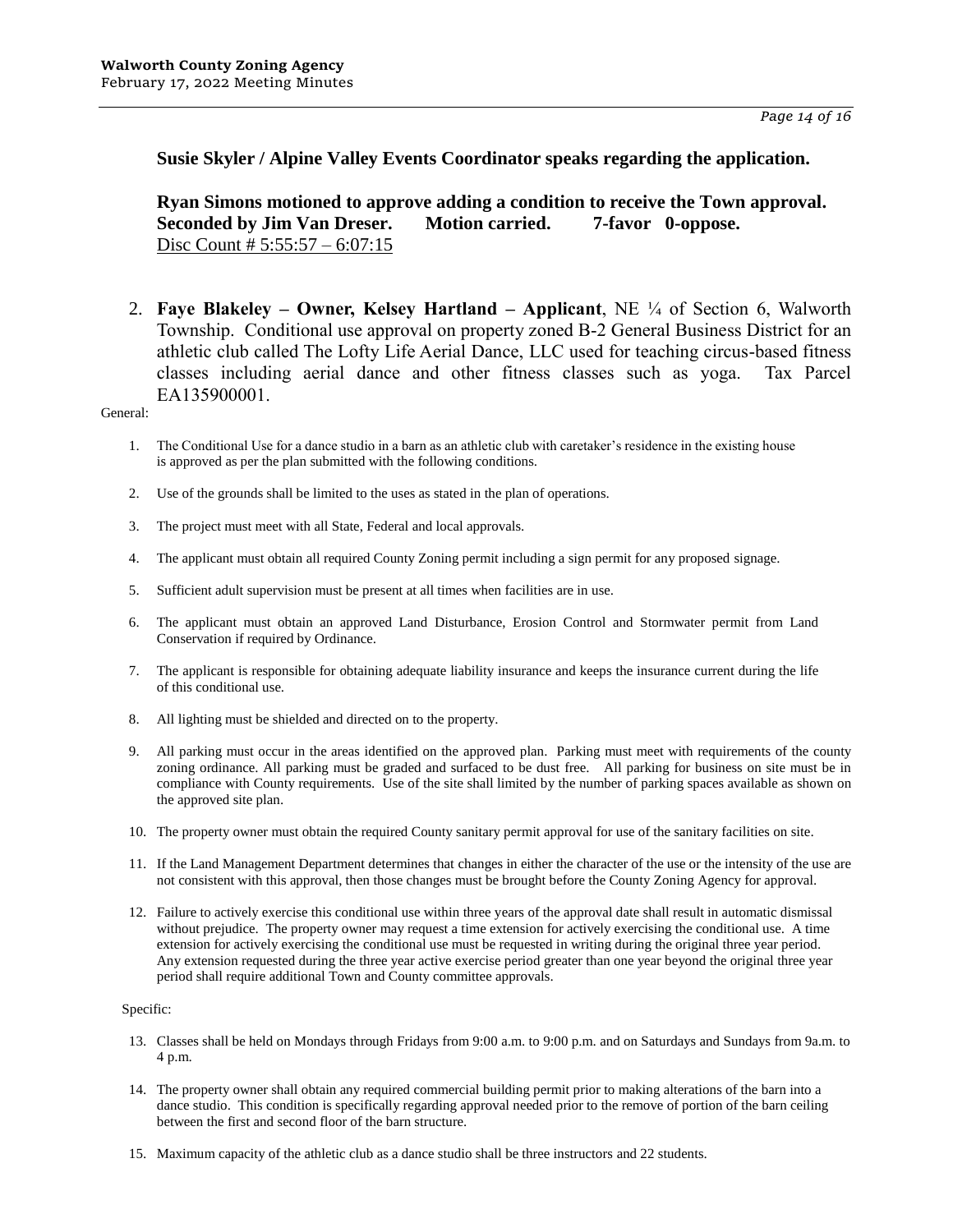**Susie Skyler / Alpine Valley Events Coordinator speaks regarding the application.**

**Ryan Simons motioned to approve adding a condition to receive the Town approval. Seconded by Jim Van Dreser. Motion carried. 7-favor 0-oppose.**
Disc Count # 5:55:57 – 6:07:15

2. **Faye Blakeley – Owner, Kelsey Hartland – Applicant**, NE ¼ of Section 6, Walworth Township. Conditional use approval on property zoned B-2 General Business District for an athletic club called The Lofty Life Aerial Dance, LLC used for teaching circus-based fitness classes including aerial dance and other fitness classes such as yoga. Tax Parcel EA135900001.

General:

1. The Conditional Use for a dance studio in a barn as an athletic club with caretaker's residence in the existing house is approved as per the plan submitted with the following conditions.
2. Use of the grounds shall be limited to the uses as stated in the plan of operations.
3. The project must meet with all State, Federal and local approvals.
4. The applicant must obtain all required County Zoning permit including a sign permit for any proposed signage.
5. Sufficient adult supervision must be present at all times when facilities are in use.
6. The applicant must obtain an approved Land Disturbance, Erosion Control and Stormwater permit from Land Conservation if required by Ordinance.
7. The applicant is responsible for obtaining adequate liability insurance and keeps the insurance current during the life of this conditional use.
8. All lighting must be shielded and directed on to the property.
9. All parking must occur in the areas identified on the approved plan. Parking must meet with requirements of the county zoning ordinance. All parking must be graded and surfaced to be dust free. All parking for business on site must be in compliance with County requirements. Use of the site shall limited by the number of parking spaces available as shown on the approved site plan.
10. The property owner must obtain the required County sanitary permit approval for use of the sanitary facilities on site.
11. If the Land Management Department determines that changes in either the character of the use or the intensity of the use are not consistent with this approval, then those changes must be brought before the County Zoning Agency for approval.
12. Failure to actively exercise this conditional use within three years of the approval date shall result in automatic dismissal without prejudice. The property owner may request a time extension for actively exercising the conditional use. A time extension for actively exercising the conditional use must be requested in writing during the original three year period. Any extension requested during the three year active exercise period greater than one year beyond the original three year period shall require additional Town and County committee approvals.

Specific:

13. Classes shall be held on Mondays through Fridays from 9:00 a.m. to 9:00 p.m. and on Saturdays and Sundays from 9a.m. to 4 p.m.
14. The property owner shall obtain any required commercial building permit prior to making alterations of the barn into a dance studio. This condition is specifically regarding approval needed prior to the remove of portion of the barn ceiling between the first and second floor of the barn structure.
15. Maximum capacity of the athletic club as a dance studio shall be three instructors and 22 students.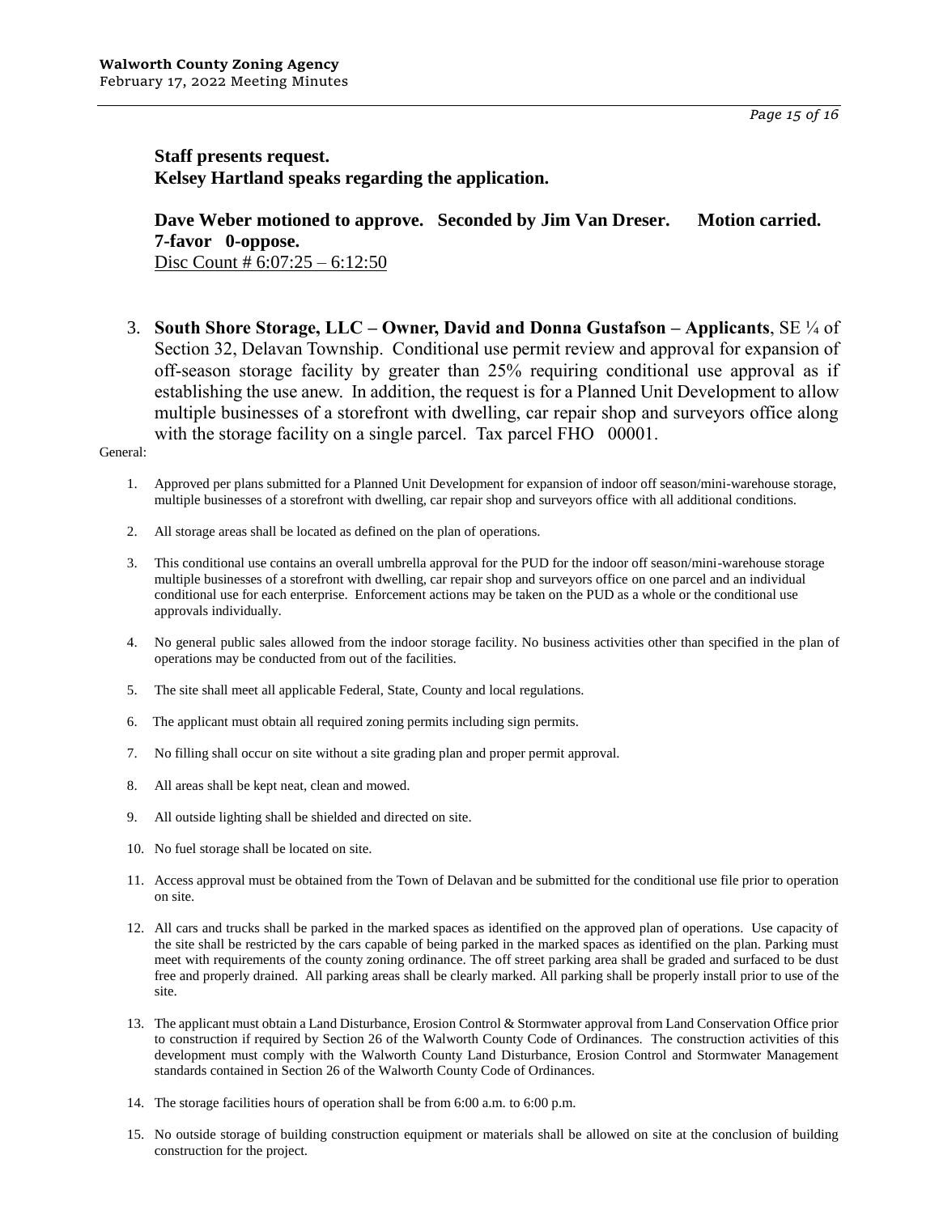**Staff presents request.**
**Kelsey Hartland speaks regarding the application.**

**Dave Weber motioned to approve. Seconded by Jim Van Dreser. Motion carried. 7-favor 0-oppose.**
Disc Count # 6:07:25 – 6:12:50

3. **South Shore Storage, LLC – Owner, David and Donna Gustafson – Applicants**, SE ¼ of Section 32, Delavan Township. Conditional use permit review and approval for expansion of off-season storage facility by greater than 25% requiring conditional use approval as if establishing the use anew. In addition, the request is for a Planned Unit Development to allow multiple businesses of a storefront with dwelling, car repair shop and surveyors office along with the storage facility on a single parcel. Tax parcel FHO 00001.

General:

1. Approved per plans submitted for a Planned Unit Development for expansion of indoor off season/mini-warehouse storage, multiple businesses of a storefront with dwelling, car repair shop and surveyors office with all additional conditions.
2. All storage areas shall be located as defined on the plan of operations.
3. This conditional use contains an overall umbrella approval for the PUD for the indoor off season/mini-warehouse storage multiple businesses of a storefront with dwelling, car repair shop and surveyors office on one parcel and an individual conditional use for each enterprise. Enforcement actions may be taken on the PUD as a whole or the conditional use approvals individually.
4. No general public sales allowed from the indoor storage facility. No business activities other than specified in the plan of operations may be conducted from out of the facilities.
5. The site shall meet all applicable Federal, State, County and local regulations.
6. The applicant must obtain all required zoning permits including sign permits.
7. No filling shall occur on site without a site grading plan and proper permit approval.
8. All areas shall be kept neat, clean and mowed.
9. All outside lighting shall be shielded and directed on site.
10. No fuel storage shall be located on site.
11. Access approval must be obtained from the Town of Delavan and be submitted for the conditional use file prior to operation on site.
12. All cars and trucks shall be parked in the marked spaces as identified on the approved plan of operations. Use capacity of the site shall be restricted by the cars capable of being parked in the marked spaces as identified on the plan. Parking must meet with requirements of the county zoning ordinance. The off street parking area shall be graded and surfaced to be dust free and properly drained. All parking areas shall be clearly marked. All parking shall be properly install prior to use of the site.
13. The applicant must obtain a Land Disturbance, Erosion Control & Stormwater approval from Land Conservation Office prior to construction if required by Section 26 of the Walworth County Code of Ordinances. The construction activities of this development must comply with the Walworth County Land Disturbance, Erosion Control and Stormwater Management standards contained in Section 26 of the Walworth County Code of Ordinances.
14. The storage facilities hours of operation shall be from 6:00 a.m. to 6:00 p.m.
15. No outside storage of building construction equipment or materials shall be allowed on site at the conclusion of building construction for the project.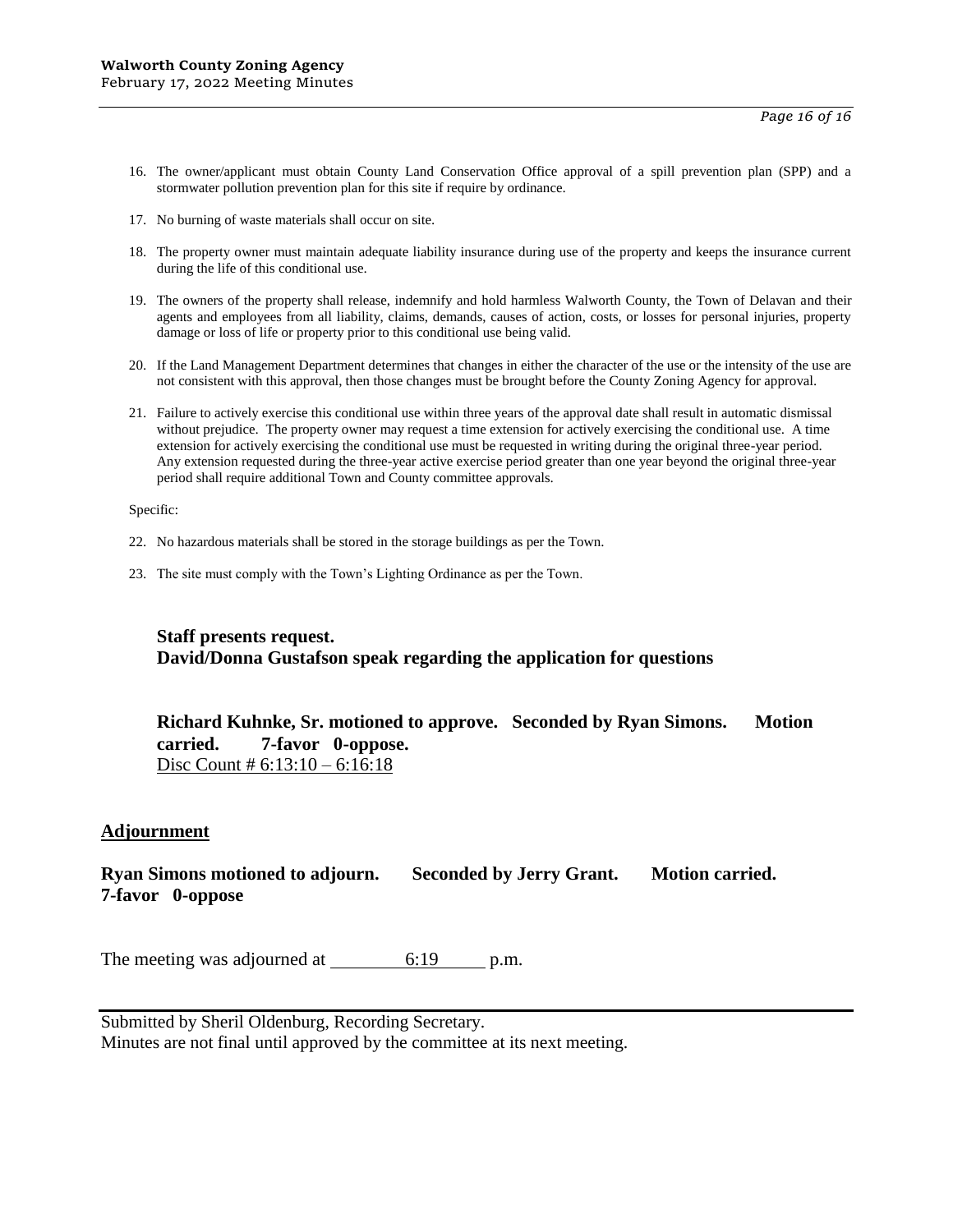16. The owner/applicant must obtain County Land Conservation Office approval of a spill prevention plan (SPP) and a stormwater pollution prevention plan for this site if require by ordinance.

17. No burning of waste materials shall occur on site.

18. The property owner must maintain adequate liability insurance during use of the property and keeps the insurance current during the life of this conditional use.

19. The owners of the property shall release, indemnify and hold harmless Walworth County, the Town of Delavan and their agents and employees from all liability, claims, demands, causes of action, costs, or losses for personal injuries, property damage or loss of life or property prior to this conditional use being valid.

20. If the Land Management Department determines that changes in either the character of the use or the intensity of the use are not consistent with this approval, then those changes must be brought before the County Zoning Agency for approval.

21. Failure to actively exercise this conditional use within three years of the approval date shall result in automatic dismissal without prejudice. The property owner may request a time extension for actively exercising the conditional use. A time extension for actively exercising the conditional use must be requested in writing during the original three-year period. Any extension requested during the three-year active exercise period greater than one year beyond the original three-year period shall require additional Town and County committee approvals.

Specific:

22. No hazardous materials shall be stored in the storage buildings as per the Town.

23. The site must comply with the Town's Lighting Ordinance as per the Town.

**Staff presents request.**
**David/Donna Gustafson speak regarding the application for questions**

**Richard Kuhnke, Sr. motioned to approve. Seconded by Ryan Simons. Motion carried. 7-favor 0-oppose.**
Disc Count # 6:13:10 – 6:16:18

## Adjournment

**Ryan Simons motioned to adjourn. Seconded by Jerry Grant. Motion carried. 7-favor 0-oppose**

The meeting was adjourned at 6:19 p.m.

Submitted by Sheril Oldenburg, Recording Secretary.
Minutes are not final until approved by the committee at its next meeting.